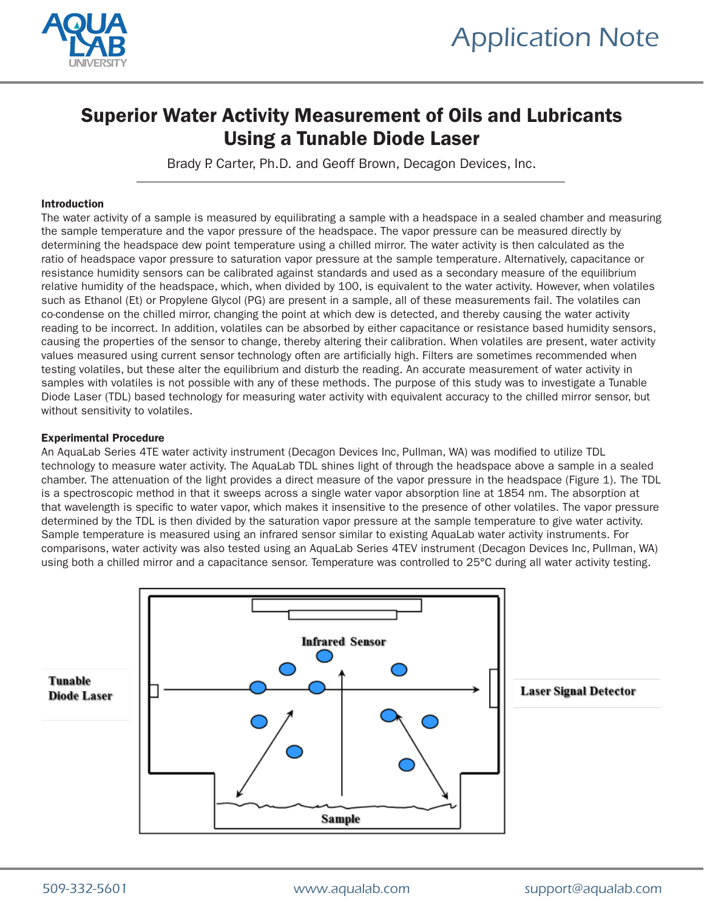# Superior Water Activity Measurement of Oils and Lubricants Using a Tunable Diode Laser

Brady P. Carter, Ph.D. and Geoff Brown, Decagon Devices, Inc.

---

### Introduction

The water activity of a sample is measured by equilibrating a sample with a headspace in a sealed chamber and measuring the sample temperature and the vapor pressure of the headspace. The vapor pressure can be measured directly by determining the headspace dew point temperature using a chilled mirror. The water activity is then calculated as the ratio of headspace vapor pressure to saturation vapor pressure at the sample temperature. Alternatively, capacitance or resistance humidity sensors can be calibrated against standards and used as a secondary measure of the equilibrium relative humidity of the headspace, which, when divided by 100, is equivalent to the water activity. However, when volatiles such as Ethanol (Et) or Propylene Glycol (PG) are present in a sample, all of these measurements fail. The volatiles can co-condense on the chilled mirror, changing the point at which dew is detected, and thereby causing the water activity reading to be incorrect. In addition, volatiles can be absorbed by either capacitance or resistance based humidity sensors, causing the properties of the sensor to change, thereby altering their calibration. When volatiles are present, water activity values measured using current sensor technology often are artificially high. Filters are sometimes recommended when testing volatiles, but these alter the equilibrium and disturb the reading. An accurate measurement of water activity in samples with volatiles is not possible with any of these methods. The purpose of this study was to investigate a Tunable Diode Laser (TDL) based technology for measuring water activity with equivalent accuracy to the chilled mirror sensor, but without sensitivity to volatiles.

### Experimental Procedure

An AquaLab Series 4TE water activity instrument (Decagon Devices Inc, Pullman, WA) was modified to utilize TDL technology to measure water activity. The AquaLab TDL shines light of through the headspace above a sample in a sealed chamber. The attenuation of the light provides a direct measure of the vapor pressure in the headspace (Figure 1). The TDL is a spectroscopic method in that it sweeps across a single water vapor absorption line at 1854 nm. The absorption at that wavelength is specific to water vapor, which makes it insensitive to the presence of other volatiles. The vapor pressure determined by the TDL is then divided by the saturation vapor pressure at the sample temperature to give water activity. Sample temperature is measured using an infrared sensor similar to existing AquaLab water activity instruments. For comparisons, water activity was also tested using an AquaLab Series 4TEV instrument (Decagon Devices Inc, Pullman, WA) using both a chilled mirror and a capacitance sensor. Temperature was controlled to 25°C during all water activity testing.

Tunable Diode Laser

Infrared Sensor

Laser Signal Detector

Sample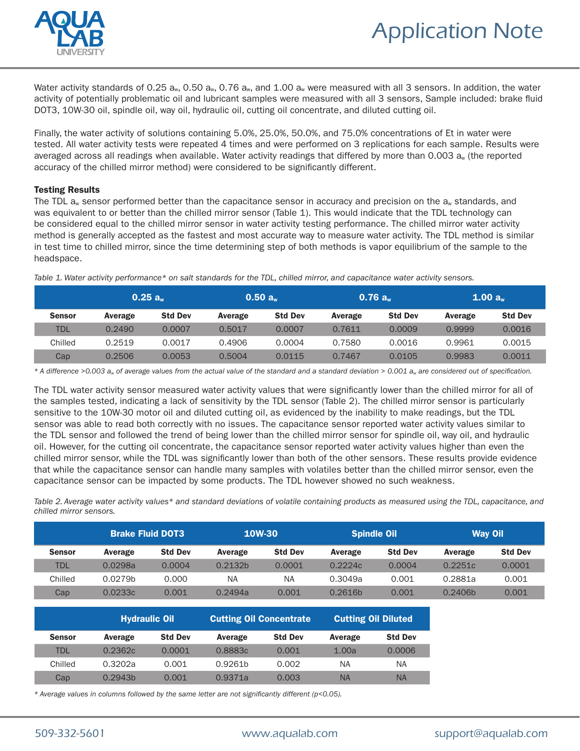Water activity standards of 0.25 $a_w$, 0.50 $a_w$, 0.76 $a_w$, and 1.00 $a_w$ were measured with all 3 sensors. In addition, the water activity of potentially problematic oil and lubricant samples were measured with all 3 sensors, Sample included: brake fluid DOT3, 10W-30 oil, spindle oil, way oil, hydraulic oil, cutting oil concentrate, and diluted cutting oil.

Finally, the water activity of solutions containing 5.0%, 25.0%, 50.0%, and 75.0% concentrations of Et in water were tested. All water activity tests were repeated 4 times and were performed on 3 replications for each sample. Results were averaged across all readings when available. Water activity readings that differed by more than 0.003 $a_w$ (the reported accuracy of the chilled mirror method) were considered to be significantly different.

**Testing Results**

The TDL $a_w$ sensor performed better than the capacitance sensor in accuracy and precision on the $a_w$ standards, and was equivalent to or better than the chilled mirror sensor (Table 1). This would indicate that the TDL technology can be considered equal to the chilled mirror sensor in water activity testing performance. The chilled mirror water activity method is generally accepted as the fastest and most accurate way to measure water activity. The TDL method is similar in test time to chilled mirror, since the time determining step of both methods is vapor equilibrium of the sample to the headspace.

*Table 1. Water activity performance\* on salt standards for the TDL, chilled mirror, and capacitance water activity sensors.*

| | 0.25 $a_w$ | | 0.50 $a_w$ | | 0.76 $a_w$ | | 1.00 $a_w$ | |
|---|---|---|---|---|---|---|---|---|
| **Sensor** | **Average** | **Std Dev** | **Average** | **Std Dev** | **Average** | **Std Dev** | **Average** | **Std Dev** |
| TDL | 0.2490 | 0.0007 | 0.5017 | 0.0007 | 0.7611 | 0.0009 | 0.9999 | 0.0016 |
| Chilled | 0.2519 | 0.0017 | 0.4906 | 0.0004 | 0.7580 | 0.0016 | 0.9961 | 0.0015 |
| Cap | 0.2506 | 0.0053 | 0.5004 | 0.0115 | 0.7467 | 0.0105 | 0.9983 | 0.0011 |

*\* A difference >0.003 $a_w$ of average values from the actual value of the standard and a standard deviation > 0.001 $a_w$ are considered out of specification.*

The TDL water activity sensor measured water activity values that were significantly lower than the chilled mirror for all of the samples tested, indicating a lack of sensitivity by the TDL sensor (Table 2). The chilled mirror sensor is particularly sensitive to the 10W-30 motor oil and diluted cutting oil, as evidenced by the inability to make readings, but the TDL sensor was able to read both correctly with no issues. The capacitance sensor reported water activity values similar to the TDL sensor and followed the trend of being lower than the chilled mirror sensor for spindle oil, way oil, and hydraulic oil. However, for the cutting oil concentrate, the capacitance sensor reported water activity values higher than even the chilled mirror sensor, while the TDL was significantly lower than both of the other sensors. These results provide evidence that while the capacitance sensor can handle many samples with volatiles better than the chilled mirror sensor, even the capacitance sensor can be impacted by some products. The TDL however showed no such weakness.

*Table 2. Average water activity values\* and standard deviations of volatile containing products as measured using the TDL, capacitance, and chilled mirror sensors.*

| | Brake Fluid DOT3 | | 10W-30 | | Spindle Oil | | Way Oil | |
|---|---|---|---|---|---|---|---|---|
| **Sensor** | **Average** | **Std Dev** | **Average** | **Std Dev** | **Average** | **Std Dev** | **Average** | **Std Dev** |
| TDL | 0.0298a | 0.0004 | 0.2132b | 0.0001 | 0.2224c | 0.0004 | 0.2251c | 0.0001 |
| Chilled | 0.0279b | 0.000 | NA | NA | 0.3049a | 0.001 | 0.2881a | 0.001 |
| Cap | 0.0233c | 0.001 | 0.2494a | 0.001 | 0.2616b | 0.001 | 0.2406b | 0.001 |

| | Hydraulic Oil | | Cutting Oil Concentrate | | Cutting Oil Diluted | |
|---|---|---|---|---|---|---|
| **Sensor** | **Average** | **Std Dev** | **Average** | **Std Dev** | **Average** | **Std Dev** |
| TDL | 0.2362c | 0.0001 | 0.8883c | 0.001 | 1.00a | 0.0006 |
| Chilled | 0.3202a | 0.001 | 0.9261b | 0.002 | NA | NA |
| Cap | 0.2943b | 0.001 | 0.9371a | 0.003 | NA | NA |

*\* Average values in columns followed by the same letter are not significantly different ($p<0.05$).*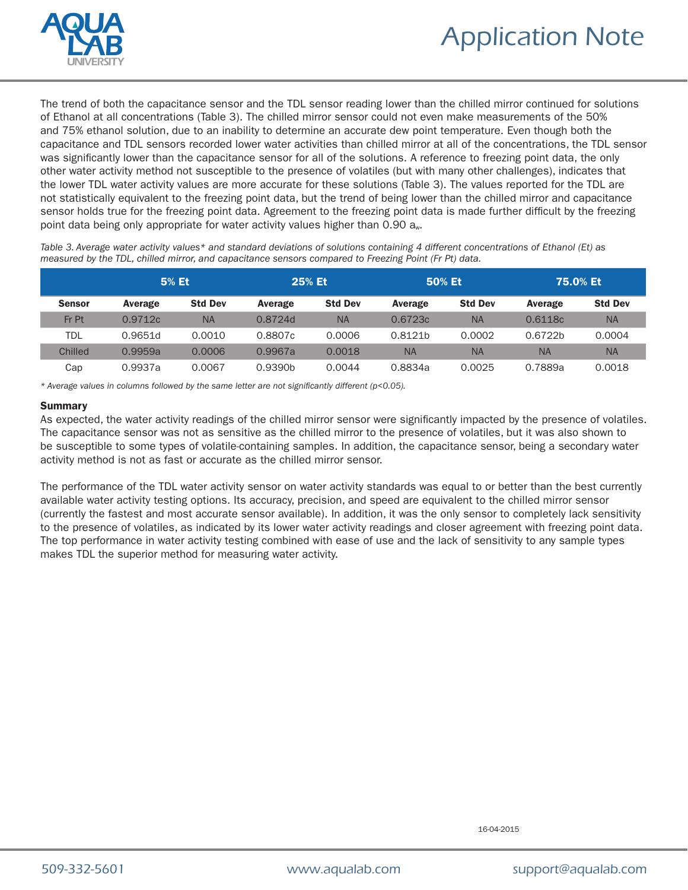The trend of both the capacitance sensor and the TDL sensor reading lower than the chilled mirror continued for solutions of Ethanol at all concentrations (Table 3). The chilled mirror sensor could not even make measurements of the 50% and 75% ethanol solution, due to an inability to determine an accurate dew point temperature. Even though both the capacitance and TDL sensors recorded lower water activities than chilled mirror at all of the concentrations, the TDL sensor was significantly lower than the capacitance sensor for all of the solutions. A reference to freezing point data, the only other water activity method not susceptible to the presence of volatiles (but with many other challenges), indicates that the lower TDL water activity values are more accurate for these solutions (Table 3). The values reported for the TDL are not statistically equivalent to the freezing point data, but the trend of being lower than the chilled mirror and capacitance sensor holds true for the freezing point data. Agreement to the freezing point data is made further difficult by the freezing point data being only appropriate for water activity values higher than 0.90 $a_w$.

*Table 3. Average water activity values\* and standard deviations of solutions containing 4 different concentrations of Ethanol (Et) as measured by the TDL, chilled mirror, and capacitance sensors compared to Freezing Point (Fr Pt) data.*

| | 5% Et | | 25% Et | | 50% Et | | 75.0% Et | |
|---|---|---|---|---|---|---|---|---|
| **Sensor** | **Average** | **Std Dev** | **Average** | **Std Dev** | **Average** | **Std Dev** | **Average** | **Std Dev** |
| Fr Pt | 0.9712c | NA | 0.8724d | NA | 0.6723c | NA | 0.6118c | NA |
| TDL | 0.9651d | 0.0010 | 0.8807c | 0.0006 | 0.8121b | 0.0002 | 0.6722b | 0.0004 |
| Chilled | 0.9959a | 0.0006 | 0.9967a | 0.0018 | NA | NA | NA | NA |
| Cap | 0.9937a | 0.0067 | 0.9390b | 0.0044 | 0.8834a | 0.0025 | 0.7889a | 0.0018 |

*\* Average values in columns followed by the same letter are not significantly different ($p<0.05$).*

**Summary**

As expected, the water activity readings of the chilled mirror sensor were significantly impacted by the presence of volatiles. The capacitance sensor was not as sensitive as the chilled mirror to the presence of volatiles, but it was also shown to be susceptible to some types of volatile-containing samples. In addition, the capacitance sensor, being a secondary water activity method is not as fast or accurate as the chilled mirror sensor.

The performance of the TDL water activity sensor on water activity standards was equal to or better than the best currently available water activity testing options. Its accuracy, precision, and speed are equivalent to the chilled mirror sensor (currently the fastest and most accurate sensor available). In addition, it was the only sensor to completely lack sensitivity to the presence of volatiles, as indicated by its lower water activity readings and closer agreement with freezing point data. The top performance in water activity testing combined with ease of use and the lack of sensitivity to any sample types makes TDL the superior method for measuring water activity.

16-04-2015